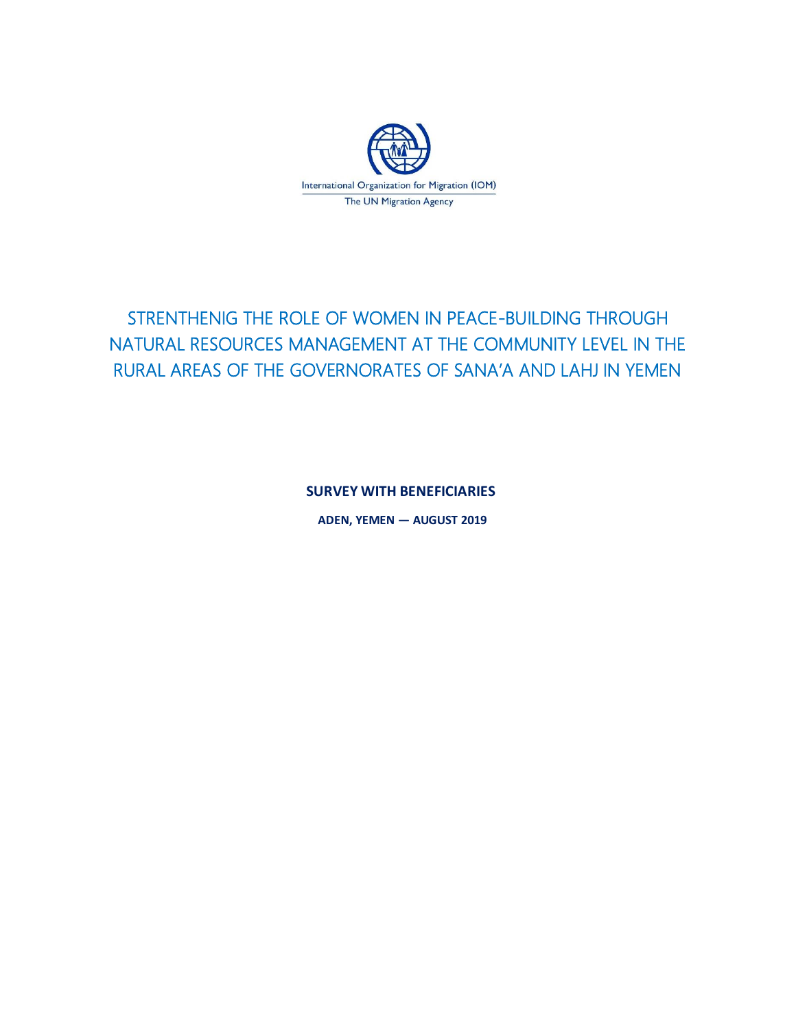International Organization for Migration (IOM)

The UN Migration Agency

# STRENTHENIG THE ROLE OF WOMEN IN PEACE-BUILDING THROUGH NATURAL RESOURCES MANAGEMENT AT THE COMMUNITY LEVEL IN THE RURAL AREAS OF THE GOVERNORATES OF SANA'A AND LAHJ IN YEMEN

**SURVEY WITH BENEFICIARIES**

**ADEN, YEMEN — AUGUST 2019**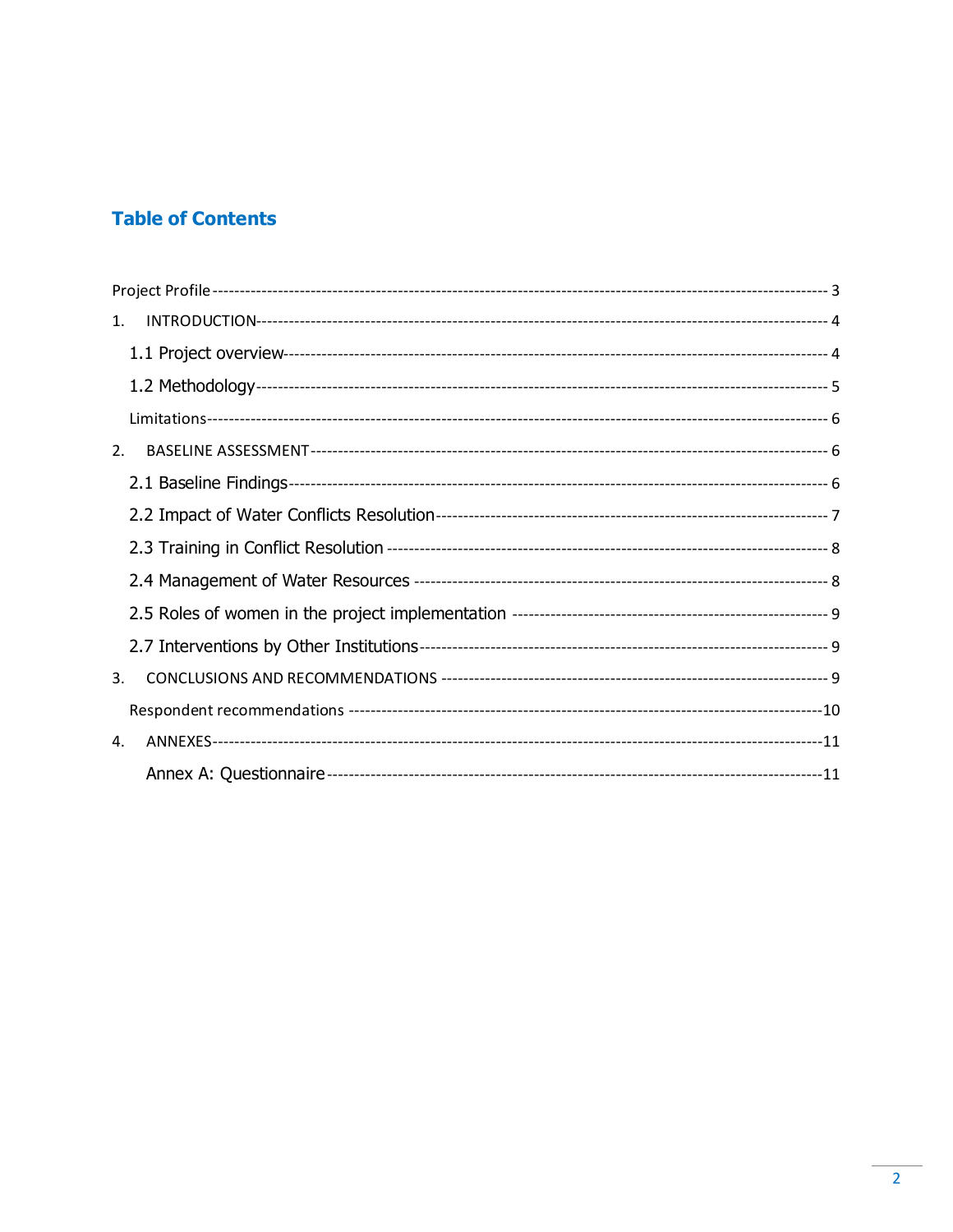# Table of Contents

Project Profile ---------- 3

1. INTRODUCTION ---------- 4
   - 1.1 Project overview ---------- 4
   - 1.2 Methodology ---------- 5
   - Limitations ---------- 6
2. BASELINE ASSESSMENT ---------- 6
   - 2.1 Baseline Findings ---------- 6
   - 2.2 Impact of Water Conflicts Resolution ---------- 7
   - 2.3 Training in Conflict Resolution ---------- 8
   - 2.4 Management of Water Resources ---------- 8
   - 2.5 Roles of women in the project implementation ---------- 9
   - 2.7 Interventions by Other Institutions ---------- 9
3. CONCLUSIONS AND RECOMMENDATIONS ---------- 9
   - Respondent recommendations ---------- 10
4. ANNEXES ---------- 11
   - Annex A: Questionnaire ---------- 11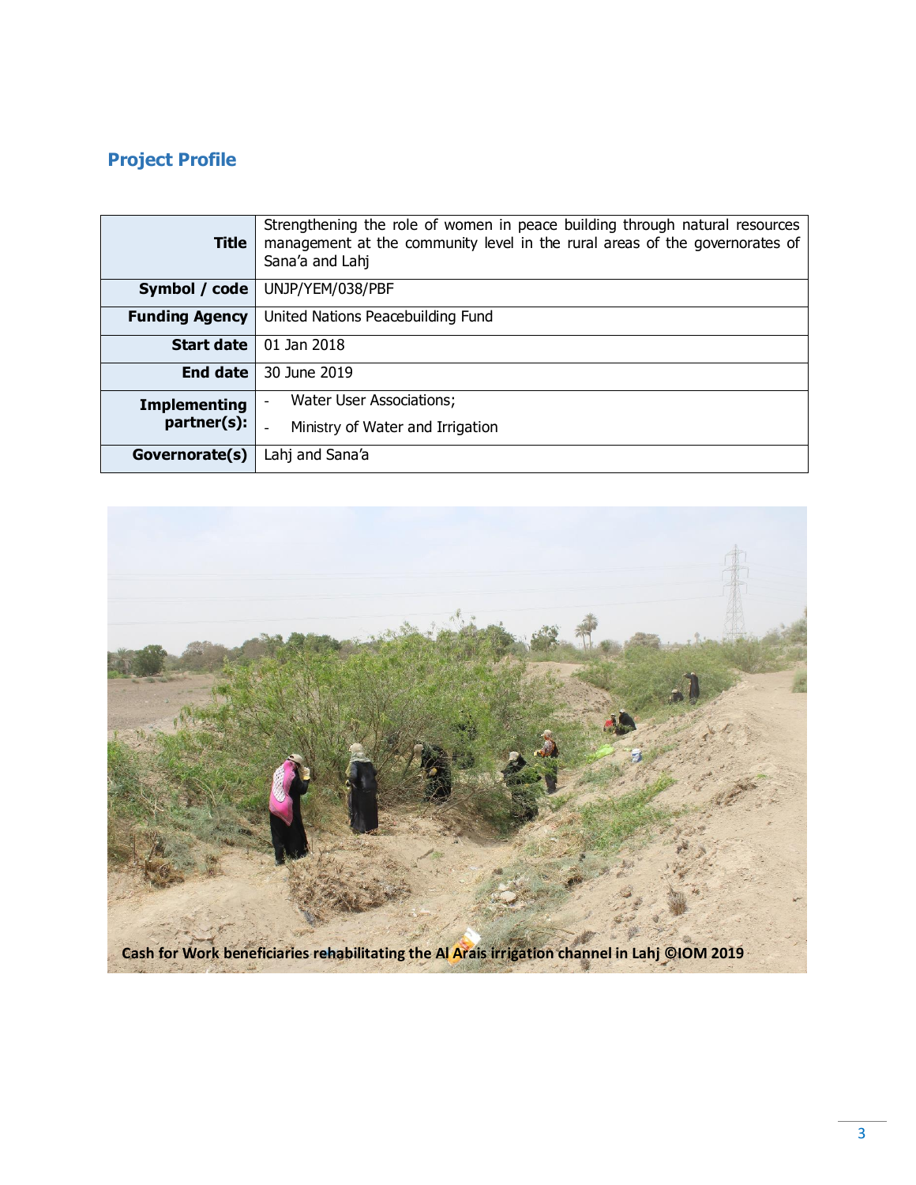## Project Profile

| | |
|---|---|
| **Title** | Strengthening the role of women in peace building through natural resources management at the community level in the rural areas of the governorates of Sana'a and Lahj |
| **Symbol / code** | UNJP/YEM/038/PBF |
| **Funding Agency** | United Nations Peacebuilding Fund |
| **Start date** | 01 Jan 2018 |
| **End date** | 30 June 2019 |
| **Implementing partner(s):** | - Water User Associations;<br>- Ministry of Water and Irrigation |
| **Governorate(s)** | Lahj and Sana'a |

Cash for Work beneficiaries rehabilitating the Al Arais irrigation channel in Lahj ©IOM 2019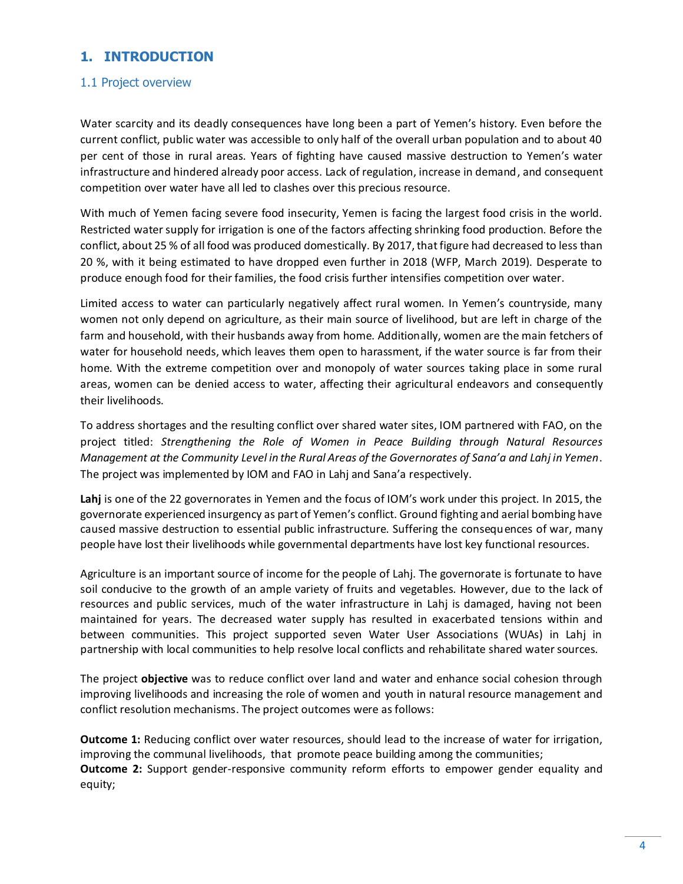# 1. INTRODUCTION

## 1.1 Project overview

Water scarcity and its deadly consequences have long been a part of Yemen's history. Even before the current conflict, public water was accessible to only half of the overall urban population and to about 40 per cent of those in rural areas. Years of fighting have caused massive destruction to Yemen's water infrastructure and hindered already poor access. Lack of regulation, increase in demand, and consequent competition over water have all led to clashes over this precious resource.

With much of Yemen facing severe food insecurity, Yemen is facing the largest food crisis in the world. Restricted water supply for irrigation is one of the factors affecting shrinking food production. Before the conflict, about 25 % of all food was produced domestically. By 2017, that figure had decreased to less than 20 %, with it being estimated to have dropped even further in 2018 (WFP, March 2019). Desperate to produce enough food for their families, the food crisis further intensifies competition over water.

Limited access to water can particularly negatively affect rural women. In Yemen's countryside, many women not only depend on agriculture, as their main source of livelihood, but are left in charge of the farm and household, with their husbands away from home. Additionally, women are the main fetchers of water for household needs, which leaves them open to harassment, if the water source is far from their home. With the extreme competition over and monopoly of water sources taking place in some rural areas, women can be denied access to water, affecting their agricultural endeavors and consequently their livelihoods.

To address shortages and the resulting conflict over shared water sites, IOM partnered with FAO, on the project titled: *Strengthening the Role of Women in Peace Building through Natural Resources Management at the Community Level in the Rural Areas of the Governorates of Sana'a and Lahj in Yemen*. The project was implemented by IOM and FAO in Lahj and Sana'a respectively.

**Lahj** is one of the 22 governorates in Yemen and the focus of IOM's work under this project. In 2015, the governorate experienced insurgency as part of Yemen's conflict. Ground fighting and aerial bombing have caused massive destruction to essential public infrastructure. Suffering the consequences of war, many people have lost their livelihoods while governmental departments have lost key functional resources.

Agriculture is an important source of income for the people of Lahj. The governorate is fortunate to have soil conducive to the growth of an ample variety of fruits and vegetables. However, due to the lack of resources and public services, much of the water infrastructure in Lahj is damaged, having not been maintained for years. The decreased water supply has resulted in exacerbated tensions within and between communities. This project supported seven Water User Associations (WUAs) in Lahj in partnership with local communities to help resolve local conflicts and rehabilitate shared water sources.

The project **objective** was to reduce conflict over land and water and enhance social cohesion through improving livelihoods and increasing the role of women and youth in natural resource management and conflict resolution mechanisms. The project outcomes were as follows:

**Outcome 1:** Reducing conflict over water resources, should lead to the increase of water for irrigation, improving the communal livelihoods, that promote peace building among the communities;
**Outcome 2:** Support gender-responsive community reform efforts to empower gender equality and equity;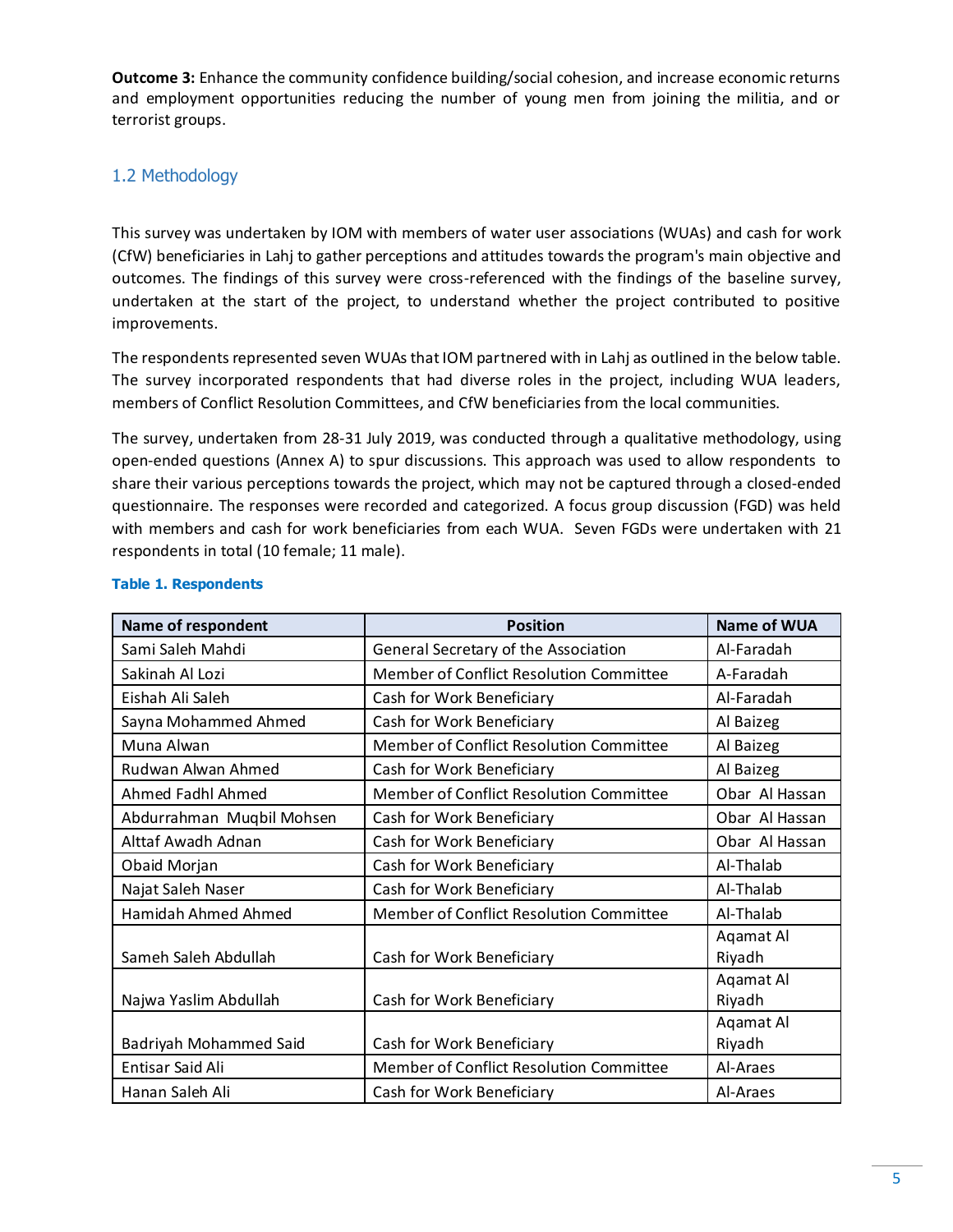**Outcome 3:** Enhance the community confidence building/social cohesion, and increase economic returns and employment opportunities reducing the number of young men from joining the militia, and or terrorist groups.

## 1.2 Methodology

This survey was undertaken by IOM with members of water user associations (WUAs) and cash for work (CfW) beneficiaries in Lahj to gather perceptions and attitudes towards the program's main objective and outcomes. The findings of this survey were cross-referenced with the findings of the baseline survey, undertaken at the start of the project, to understand whether the project contributed to positive improvements.

The respondents represented seven WUAs that IOM partnered with in Lahj as outlined in the below table. The survey incorporated respondents that had diverse roles in the project, including WUA leaders, members of Conflict Resolution Committees, and CfW beneficiaries from the local communities.

The survey, undertaken from 28-31 July 2019, was conducted through a qualitative methodology, using open-ended questions (Annex A) to spur discussions. This approach was used to allow respondents to share their various perceptions towards the project, which may not be captured through a closed-ended questionnaire. The responses were recorded and categorized. A focus group discussion (FGD) was held with members and cash for work beneficiaries from each WUA. Seven FGDs were undertaken with 21 respondents in total (10 female; 11 male).

**Table 1. Respondents**

| Name of respondent | Position | Name of WUA |
|---|---|---|
| Sami Saleh Mahdi | General Secretary of the Association | Al-Faradah |
| Sakinah Al Lozi | Member of Conflict Resolution Committee | A-Faradah |
| Eishah Ali Saleh | Cash for Work Beneficiary | Al-Faradah |
| Sayna Mohammed Ahmed | Cash for Work Beneficiary | Al Baizeg |
| Muna Alwan | Member of Conflict Resolution Committee | Al Baizeg |
| Rudwan Alwan Ahmed | Cash for Work Beneficiary | Al Baizeg |
| Ahmed Fadhl Ahmed | Member of Conflict Resolution Committee | Obar Al Hassan |
| Abdurrahman Muqbil Mohsen | Cash for Work Beneficiary | Obar Al Hassan |
| Alttaf Awadh Adnan | Cash for Work Beneficiary | Obar Al Hassan |
| Obaid Morjan | Cash for Work Beneficiary | Al-Thalab |
| Najat Saleh Naser | Cash for Work Beneficiary | Al-Thalab |
| Hamidah Ahmed Ahmed | Member of Conflict Resolution Committee | Al-Thalab |
| Sameh Saleh Abdullah | Cash for Work Beneficiary | Aqamat Al Riyadh |
| Najwa Yaslim Abdullah | Cash for Work Beneficiary | Aqamat Al Riyadh |
| Badriyah Mohammed Said | Cash for Work Beneficiary | Aqamat Al Riyadh |
| Entisar Said Ali | Member of Conflict Resolution Committee | Al-Araes |
| Hanan Saleh Ali | Cash for Work Beneficiary | Al-Araes |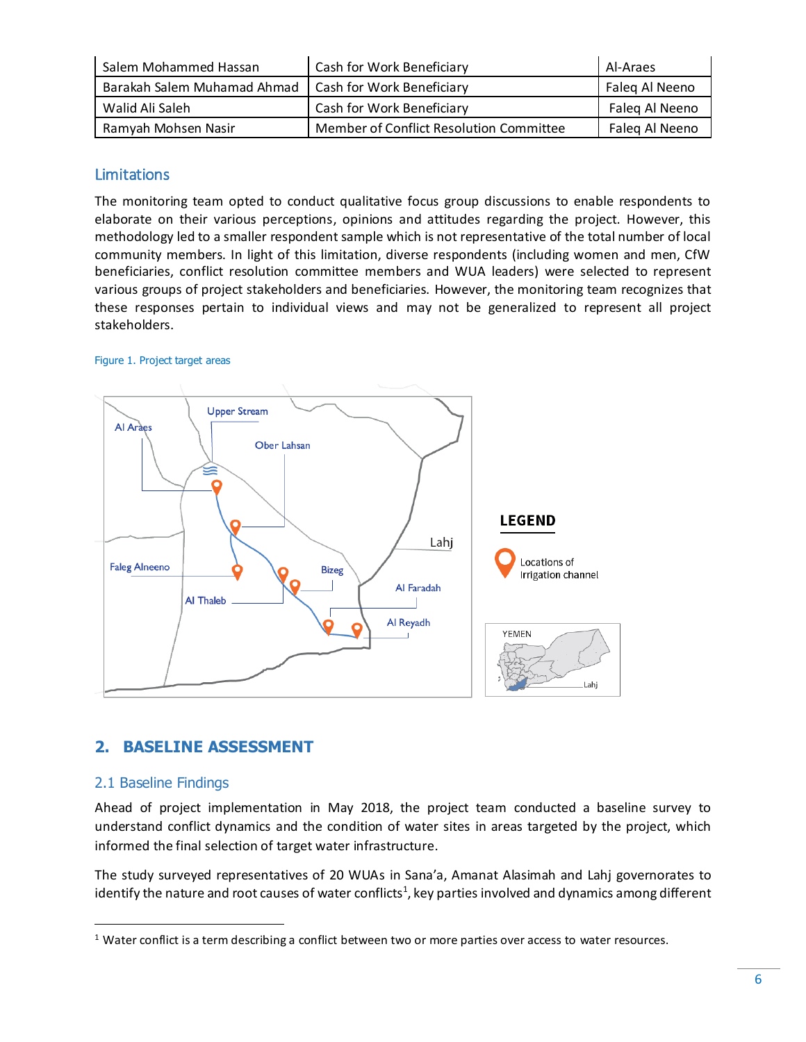| Salem Mohammed Hassan | Cash for Work Beneficiary | Al-Araes |
|---|---|---|
| Barakah Salem Muhamad Ahmad | Cash for Work Beneficiary | Faleq Al Neeno |
| Walid Ali Saleh | Cash for Work Beneficiary | Faleq Al Neeno |
| Ramyah Mohsen Nasir | Member of Conflict Resolution Committee | Faleq Al Neeno |

### Limitations

The monitoring team opted to conduct qualitative focus group discussions to enable respondents to elaborate on their various perceptions, opinions and attitudes regarding the project. However, this methodology led to a smaller respondent sample which is not representative of the total number of local community members. In light of this limitation, diverse respondents (including women and men, CfW beneficiaries, conflict resolution committee members and WUA leaders) were selected to represent various groups of project stakeholders and beneficiaries. However, the monitoring team recognizes that these responses pertain to individual views and may not be generalized to represent all project stakeholders.

Figure 1. Project target areas

## 2. BASELINE ASSESSMENT

### 2.1 Baseline Findings

Ahead of project implementation in May 2018, the project team conducted a baseline survey to understand conflict dynamics and the condition of water sites in areas targeted by the project, which informed the final selection of target water infrastructure.

The study surveyed representatives of 20 WUAs in Sana'a, Amanat Alasimah and Lahj governorates to identify the nature and root causes of water conflicts[1], key parties involved and dynamics among different

[1] Water conflict is a term describing a conflict between two or more parties over access to water resources.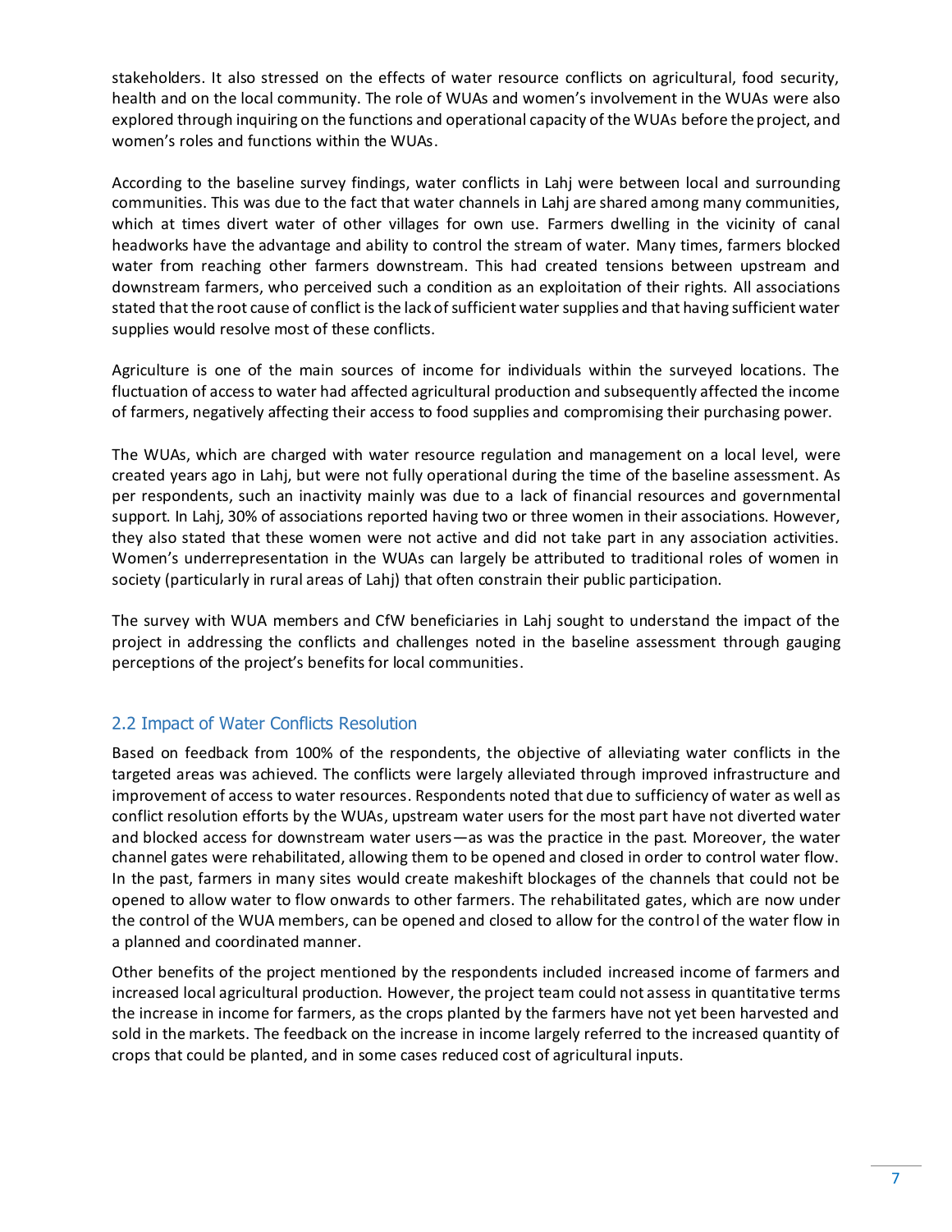stakeholders. It also stressed on the effects of water resource conflicts on agricultural, food security, health and on the local community. The role of WUAs and women's involvement in the WUAs were also explored through inquiring on the functions and operational capacity of the WUAs before the project, and women's roles and functions within the WUAs.

According to the baseline survey findings, water conflicts in Lahj were between local and surrounding communities. This was due to the fact that water channels in Lahj are shared among many communities, which at times divert water of other villages for own use. Farmers dwelling in the vicinity of canal headworks have the advantage and ability to control the stream of water. Many times, farmers blocked water from reaching other farmers downstream. This had created tensions between upstream and downstream farmers, who perceived such a condition as an exploitation of their rights. All associations stated that the root cause of conflict is the lack of sufficient water supplies and that having sufficient water supplies would resolve most of these conflicts.

Agriculture is one of the main sources of income for individuals within the surveyed locations. The fluctuation of access to water had affected agricultural production and subsequently affected the income of farmers, negatively affecting their access to food supplies and compromising their purchasing power.

The WUAs, which are charged with water resource regulation and management on a local level, were created years ago in Lahj, but were not fully operational during the time of the baseline assessment. As per respondents, such an inactivity mainly was due to a lack of financial resources and governmental support. In Lahj, 30% of associations reported having two or three women in their associations. However, they also stated that these women were not active and did not take part in any association activities. Women's underrepresentation in the WUAs can largely be attributed to traditional roles of women in society (particularly in rural areas of Lahj) that often constrain their public participation.

The survey with WUA members and CfW beneficiaries in Lahj sought to understand the impact of the project in addressing the conflicts and challenges noted in the baseline assessment through gauging perceptions of the project's benefits for local communities.

## 2.2 Impact of Water Conflicts Resolution

Based on feedback from 100% of the respondents, the objective of alleviating water conflicts in the targeted areas was achieved. The conflicts were largely alleviated through improved infrastructure and improvement of access to water resources. Respondents noted that due to sufficiency of water as well as conflict resolution efforts by the WUAs, upstream water users for the most part have not diverted water and blocked access for downstream water users—as was the practice in the past. Moreover, the water channel gates were rehabilitated, allowing them to be opened and closed in order to control water flow. In the past, farmers in many sites would create makeshift blockages of the channels that could not be opened to allow water to flow onwards to other farmers. The rehabilitated gates, which are now under the control of the WUA members, can be opened and closed to allow for the control of the water flow in a planned and coordinated manner.

Other benefits of the project mentioned by the respondents included increased income of farmers and increased local agricultural production. However, the project team could not assess in quantitative terms the increase in income for farmers, as the crops planted by the farmers have not yet been harvested and sold in the markets. The feedback on the increase in income largely referred to the increased quantity of crops that could be planted, and in some cases reduced cost of agricultural inputs.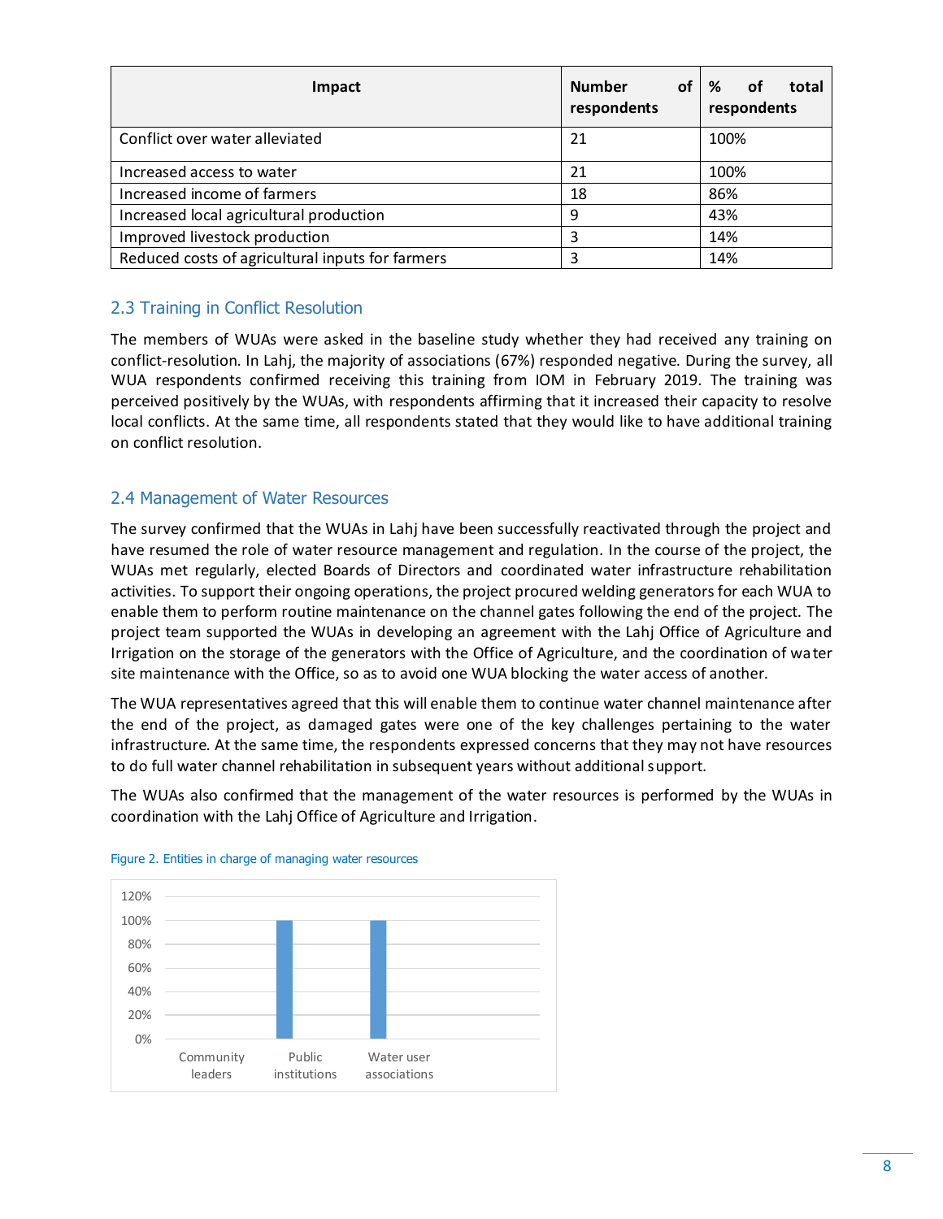| Impact | Number of respondents | % of total respondents |
| --- | --- | --- |
| Conflict over water alleviated | 21 | 100% |
| Increased access to water | 21 | 100% |
| Increased income of farmers | 18 | 86% |
| Increased local agricultural production | 9 | 43% |
| Improved livestock production | 3 | 14% |
| Reduced costs of agricultural inputs for farmers | 3 | 14% |

## 2.3 Training in Conflict Resolution

The members of WUAs were asked in the baseline study whether they had received any training on conflict-resolution. In Lahj, the majority of associations (67%) responded negative. During the survey, all WUA respondents confirmed receiving this training from IOM in February 2019. The training was perceived positively by the WUAs, with respondents affirming that it increased their capacity to resolve local conflicts. At the same time, all respondents stated that they would like to have additional training on conflict resolution.

## 2.4 Management of Water Resources

The survey confirmed that the WUAs in Lahj have been successfully reactivated through the project and have resumed the role of water resource management and regulation. In the course of the project, the WUAs met regularly, elected Boards of Directors and coordinated water infrastructure rehabilitation activities. To support their ongoing operations, the project procured welding generators for each WUA to enable them to perform routine maintenance on the channel gates following the end of the project. The project team supported the WUAs in developing an agreement with the Lahj Office of Agriculture and Irrigation on the storage of the generators with the Office of Agriculture, and the coordination of water site maintenance with the Office, so as to avoid one WUA blocking the water access of another.

The WUA representatives agreed that this will enable them to continue water channel maintenance after the end of the project, as damaged gates were one of the key challenges pertaining to the water infrastructure. At the same time, the respondents expressed concerns that they may not have resources to do full water channel rehabilitation in subsequent years without additional support.

The WUAs also confirmed that the management of the water resources is performed by the WUAs in coordination with the Lahj Office of Agriculture and Irrigation.

Figure 2. Entities in charge of managing water resources

| Entity | % |
| --- | --- |
| Community leaders | 0% |
| Public institutions | 100% |
| Water user associations | 100% |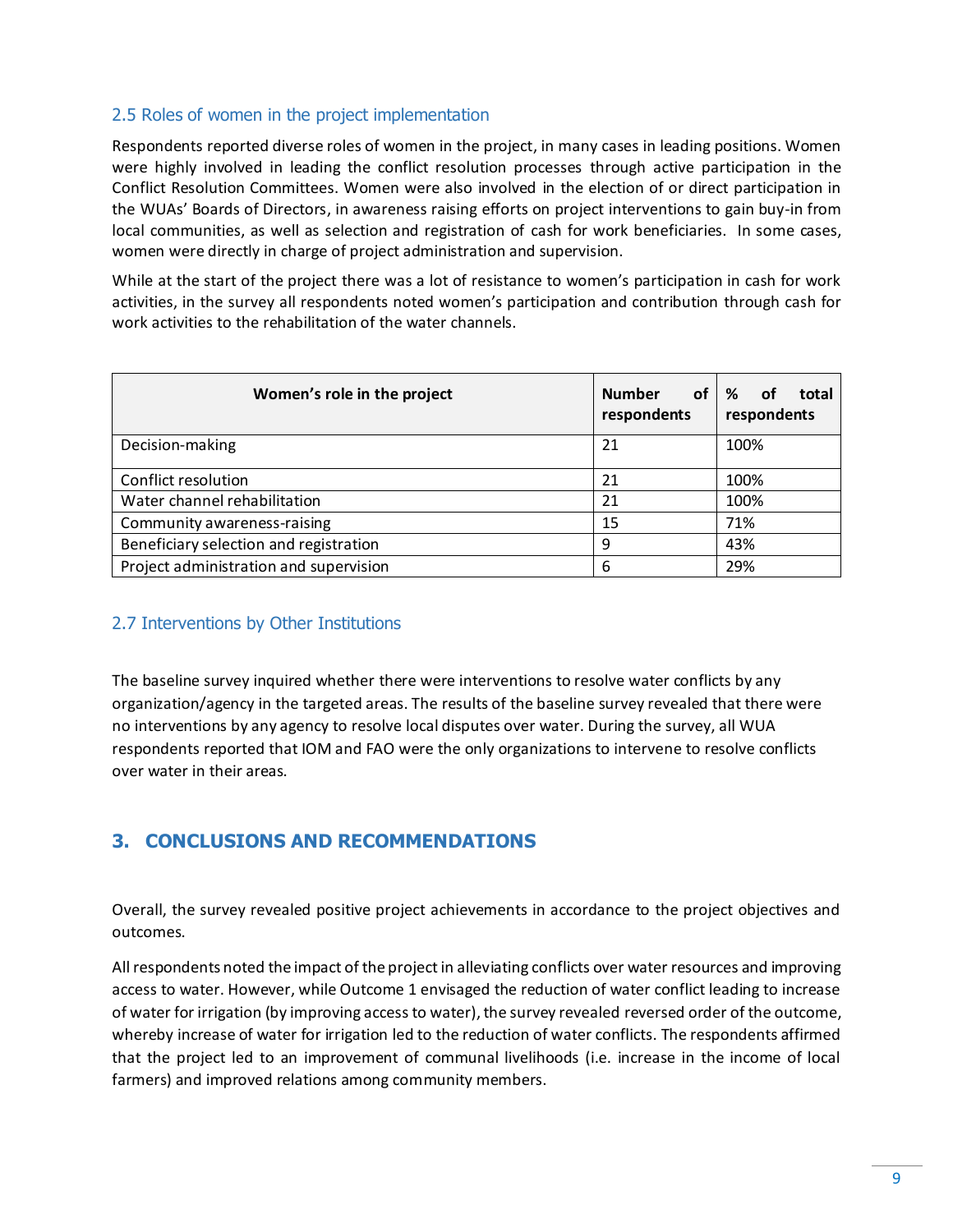### 2.5 Roles of women in the project implementation

Respondents reported diverse roles of women in the project, in many cases in leading positions. Women were highly involved in leading the conflict resolution processes through active participation in the Conflict Resolution Committees. Women were also involved in the election of or direct participation in the WUAs' Boards of Directors, in awareness raising efforts on project interventions to gain buy-in from local communities, as well as selection and registration of cash for work beneficiaries. In some cases, women were directly in charge of project administration and supervision.

While at the start of the project there was a lot of resistance to women's participation in cash for work activities, in the survey all respondents noted women's participation and contribution through cash for work activities to the rehabilitation of the water channels.

| Women's role in the project | Number of respondents | % of total respondents |
|---|---|---|
| Decision-making | 21 | 100% |
| Conflict resolution | 21 | 100% |
| Water channel rehabilitation | 21 | 100% |
| Community awareness-raising | 15 | 71% |
| Beneficiary selection and registration | 9 | 43% |
| Project administration and supervision | 6 | 29% |

### 2.7 Interventions by Other Institutions

The baseline survey inquired whether there were interventions to resolve water conflicts by any organization/agency in the targeted areas. The results of the baseline survey revealed that there were no interventions by any agency to resolve local disputes over water. During the survey, all WUA respondents reported that IOM and FAO were the only organizations to intervene to resolve conflicts over water in their areas.

## 3. CONCLUSIONS AND RECOMMENDATIONS

Overall, the survey revealed positive project achievements in accordance to the project objectives and outcomes.

All respondents noted the impact of the project in alleviating conflicts over water resources and improving access to water. However, while Outcome 1 envisaged the reduction of water conflict leading to increase of water for irrigation (by improving access to water), the survey revealed reversed order of the outcome, whereby increase of water for irrigation led to the reduction of water conflicts. The respondents affirmed that the project led to an improvement of communal livelihoods (i.e. increase in the income of local farmers) and improved relations among community members.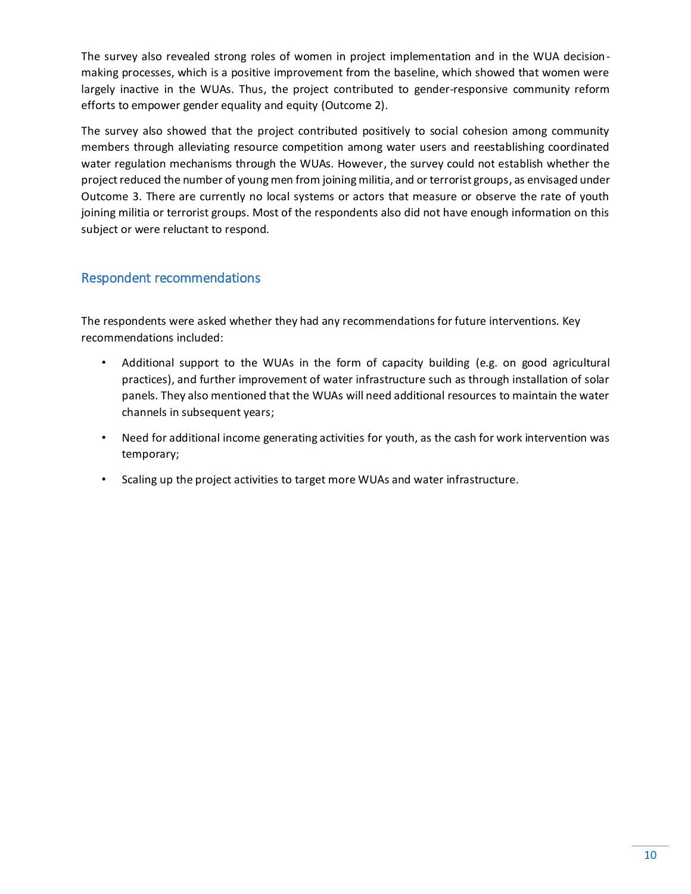The survey also revealed strong roles of women in project implementation and in the WUA decision-making processes, which is a positive improvement from the baseline, which showed that women were largely inactive in the WUAs. Thus, the project contributed to gender-responsive community reform efforts to empower gender equality and equity (Outcome 2).

The survey also showed that the project contributed positively to social cohesion among community members through alleviating resource competition among water users and reestablishing coordinated water regulation mechanisms through the WUAs. However, the survey could not establish whether the project reduced the number of young men from joining militia, and or terrorist groups, as envisaged under Outcome 3. There are currently no local systems or actors that measure or observe the rate of youth joining militia or terrorist groups. Most of the respondents also did not have enough information on this subject or were reluctant to respond.

## Respondent recommendations

The respondents were asked whether they had any recommendations for future interventions. Key recommendations included:

- Additional support to the WUAs in the form of capacity building (e.g. on good agricultural practices), and further improvement of water infrastructure such as through installation of solar panels. They also mentioned that the WUAs will need additional resources to maintain the water channels in subsequent years;
- Need for additional income generating activities for youth, as the cash for work intervention was temporary;
- Scaling up the project activities to target more WUAs and water infrastructure.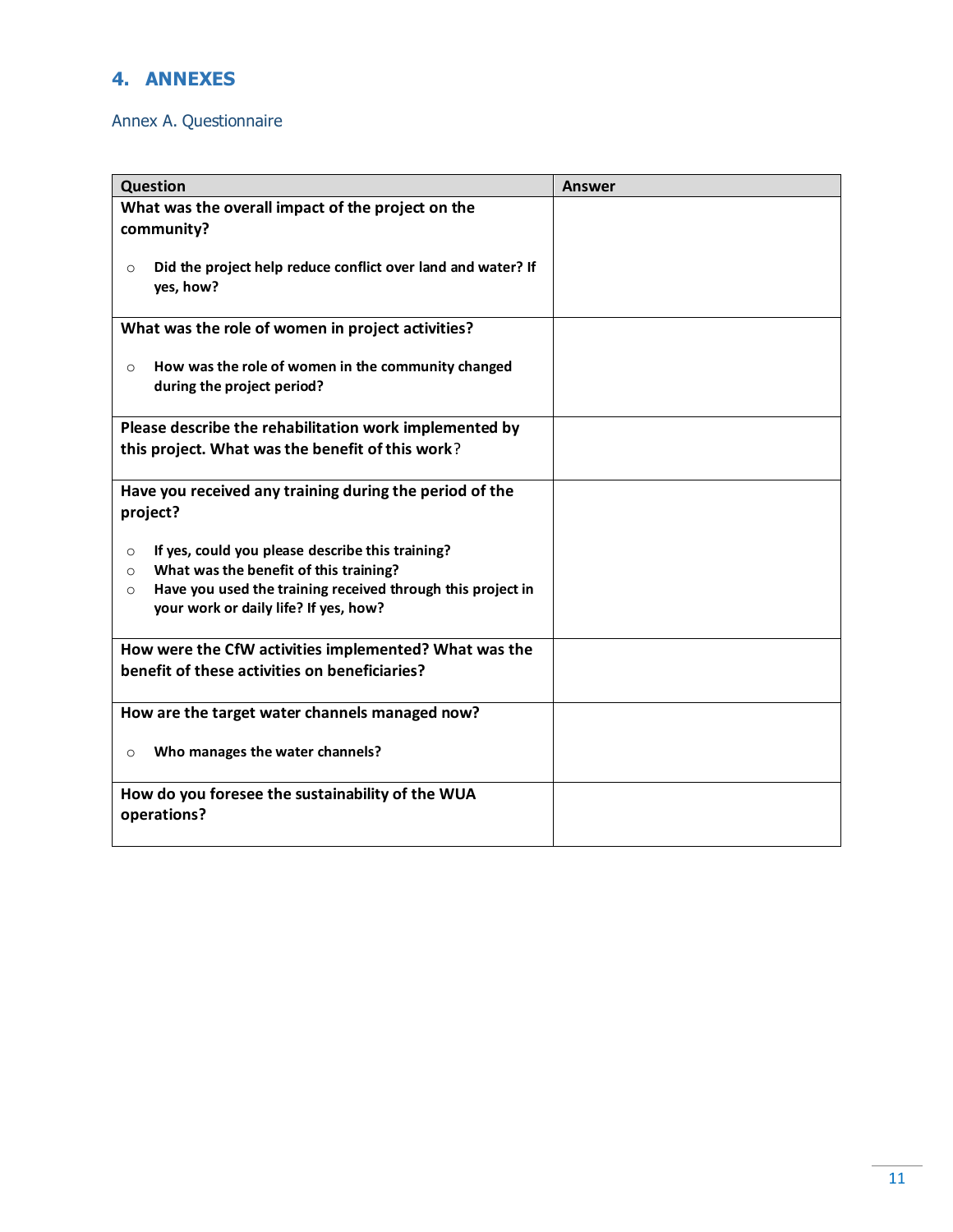# 4. ANNEXES

## Annex A. Questionnaire

| Question | Answer |
|---|---|
| **What was the overall impact of the project on the community?**<br><br>○ **Did the project help reduce conflict over land and water? If yes, how?** | |
| **What was the role of women in project activities?**<br><br>○ **How was the role of women in the community changed during the project period?** | |
| **Please describe the rehabilitation work implemented by this project. What was the benefit of this work**? | |
| **Have you received any training during the period of the project?**<br><br>○ **If yes, could you please describe this training?**<br>○ **What was the benefit of this training?**<br>○ **Have you used the training received through this project in your work or daily life? If yes, how?** | |
| **How were the CfW activities implemented? What was the benefit of these activities on beneficiaries?** | |
| **How are the target water channels managed now?**<br><br>○ **Who manages the water channels?** | |
| **How do you foresee the sustainability of the WUA operations?** | |